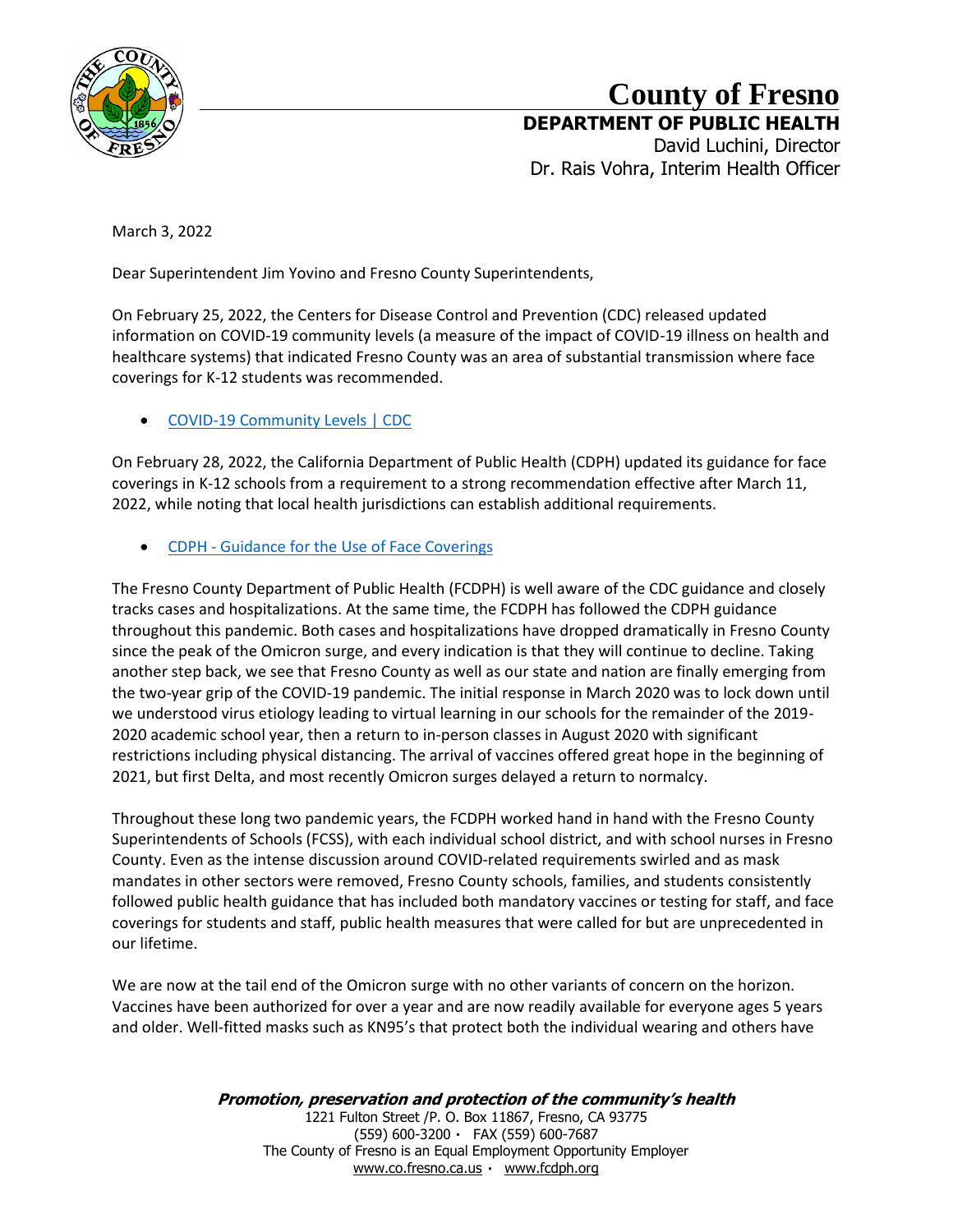# County of Fresno

**DEPARTMENT OF PUBLIC HEALTH**
David Luchini, Director
Dr. Rais Vohra, Interim Health Officer

March 3, 2022

Dear Superintendent Jim Yovino and Fresno County Superintendents,

On February 25, 2022, the Centers for Disease Control and Prevention (CDC) released updated information on COVID-19 community levels (a measure of the impact of COVID-19 illness on health and healthcare systems) that indicated Fresno County was an area of substantial transmission where face coverings for K-12 students was recommended.

- [COVID-19 Community Levels | CDC]()

On February 28, 2022, the California Department of Public Health (CDPH) updated its guidance for face coverings in K-12 schools from a requirement to a strong recommendation effective after March 11, 2022, while noting that local health jurisdictions can establish additional requirements.

- [CDPH - Guidance for the Use of Face Coverings]()

The Fresno County Department of Public Health (FCDPH) is well aware of the CDC guidance and closely tracks cases and hospitalizations. At the same time, the FCDPH has followed the CDPH guidance throughout this pandemic. Both cases and hospitalizations have dropped dramatically in Fresno County since the peak of the Omicron surge, and every indication is that they will continue to decline. Taking another step back, we see that Fresno County as well as our state and nation are finally emerging from the two-year grip of the COVID-19 pandemic. The initial response in March 2020 was to lock down until we understood virus etiology leading to virtual learning in our schools for the remainder of the 2019-2020 academic school year, then a return to in-person classes in August 2020 with significant restrictions including physical distancing. The arrival of vaccines offered great hope in the beginning of 2021, but first Delta, and most recently Omicron surges delayed a return to normalcy.

Throughout these long two pandemic years, the FCDPH worked hand in hand with the Fresno County Superintendents of Schools (FCSS), with each individual school district, and with school nurses in Fresno County. Even as the intense discussion around COVID-related requirements swirled and as mask mandates in other sectors were removed, Fresno County schools, families, and students consistently followed public health guidance that has included both mandatory vaccines or testing for staff, and face coverings for students and staff, public health measures that were called for but are unprecedented in our lifetime.

We are now at the tail end of the Omicron surge with no other variants of concern on the horizon. Vaccines have been authorized for over a year and are now readily available for everyone ages 5 years and older. Well-fitted masks such as KN95's that protect both the individual wearing and others have

***Promotion, preservation and protection of the community's health***
1221 Fulton Street /P. O. Box 11867, Fresno, CA 93775
(559) 600-3200 · FAX (559) 600-7687
The County of Fresno is an Equal Employment Opportunity Employer
www.co.fresno.ca.us · www.fcdph.org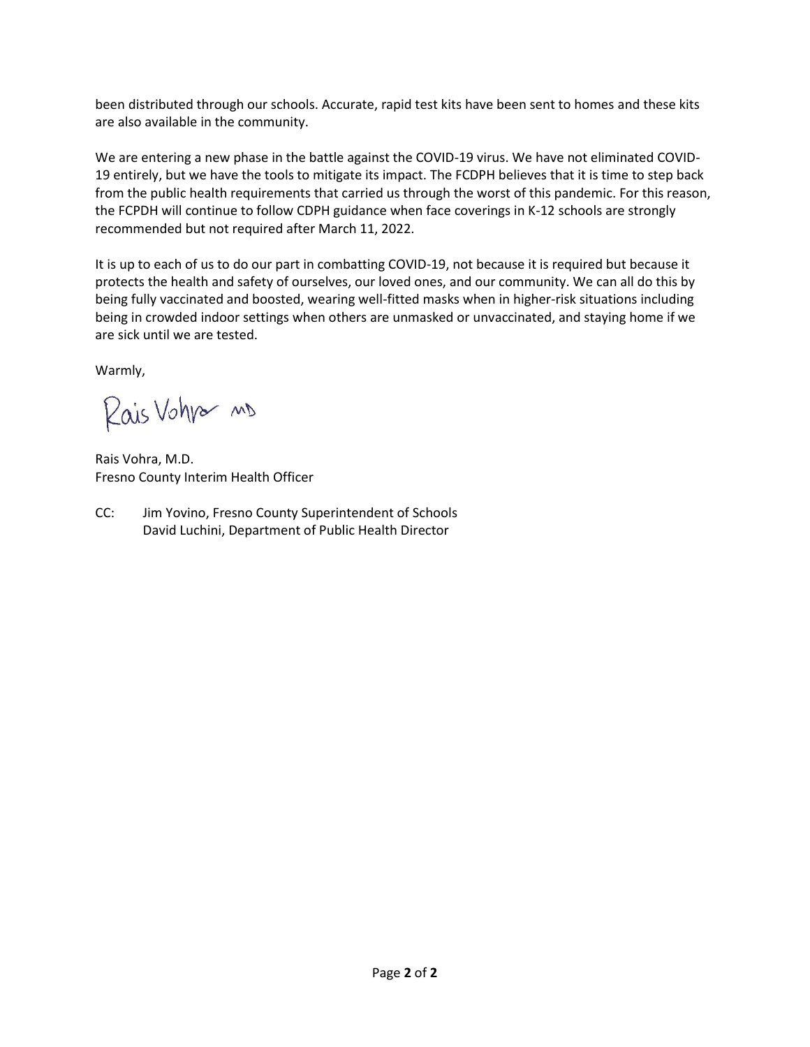been distributed through our schools. Accurate, rapid test kits have been sent to homes and these kits are also available in the community.

We are entering a new phase in the battle against the COVID-19 virus. We have not eliminated COVID-19 entirely, but we have the tools to mitigate its impact. The FCDPH believes that it is time to step back from the public health requirements that carried us through the worst of this pandemic. For this reason, the FCPDH will continue to follow CDPH guidance when face coverings in K-12 schools are strongly recommended but not required after March 11, 2022.

It is up to each of us to do our part in combatting COVID-19, not because it is required but because it protects the health and safety of ourselves, our loved ones, and our community. We can all do this by being fully vaccinated and boosted, wearing well-fitted masks when in higher-risk situations including being in crowded indoor settings when others are unmasked or unvaccinated, and staying home if we are sick until we are tested.

Warmly,

Rais Vohra MD

Rais Vohra, M.D.
Fresno County Interim Health Officer

CC: Jim Yovino, Fresno County Superintendent of Schools
David Luchini, Department of Public Health Director